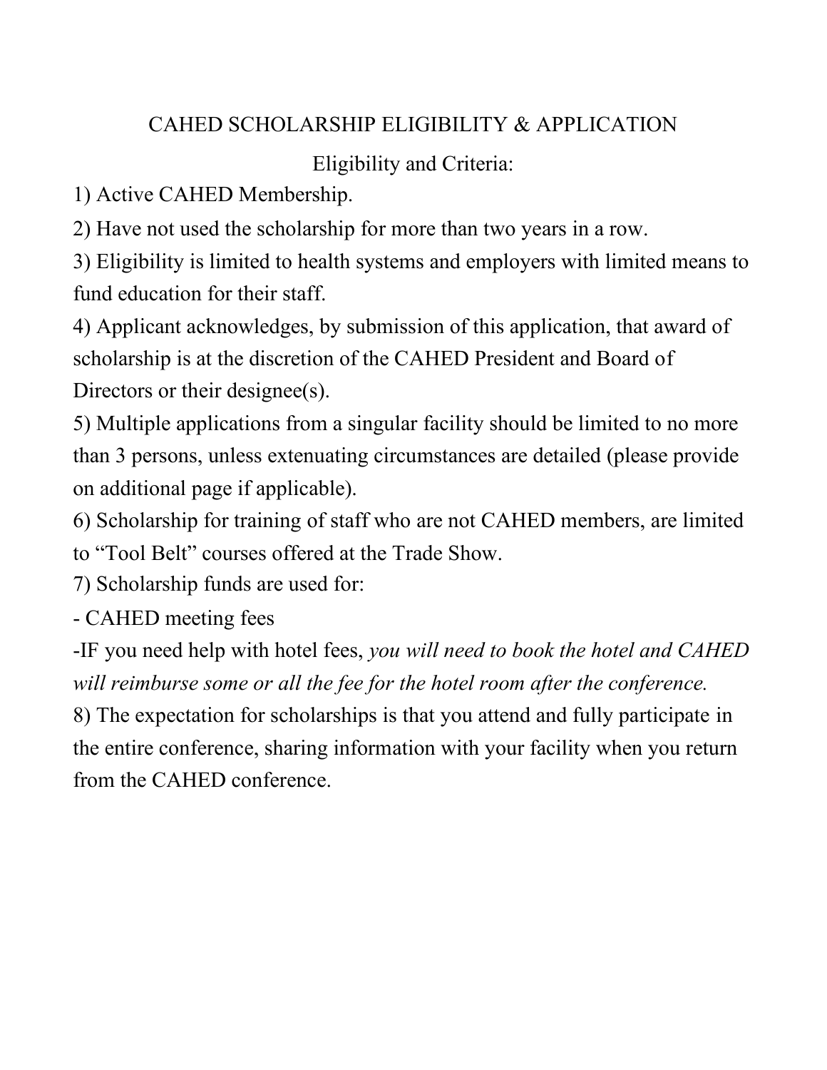# CAHED SCHOLARSHIP ELIGIBILITY & APPLICATION

## Eligibility and Criteria:

1) Active CAHED Membership.
2) Have not used the scholarship for more than two years in a row.
3) Eligibility is limited to health systems and employers with limited means to fund education for their staff.
4) Applicant acknowledges, by submission of this application, that award of scholarship is at the discretion of the CAHED President and Board of Directors or their designee(s).
5) Multiple applications from a singular facility should be limited to no more than 3 persons, unless extenuating circumstances are detailed (please provide on additional page if applicable).
6) Scholarship for training of staff who are not CAHED members, are limited to "Tool Belt" courses offered at the Trade Show.
7) Scholarship funds are used for:

- CAHED meeting fees
- IF you need help with hotel fees, *you will need to book the hotel and CAHED will reimburse some or all the fee for the hotel room after the conference.*

8) The expectation for scholarships is that you attend and fully participate in the entire conference, sharing information with your facility when you return from the CAHED conference.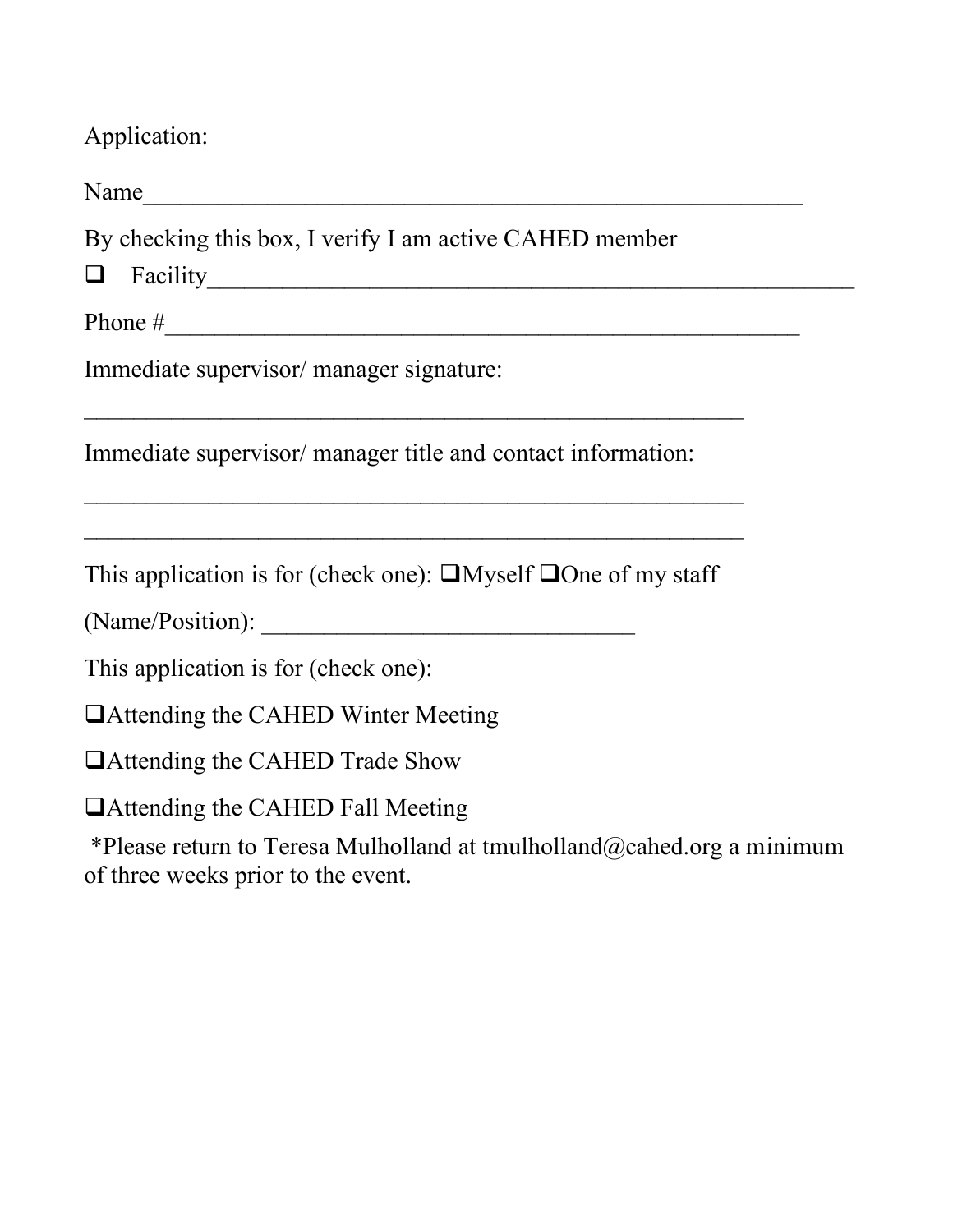Application:

Name_______________________________________________________

By checking this box, I verify I am active CAHED member

❑ Facility______________________________________________________

Phone #_____________________________________________________

Immediate supervisor/ manager signature:

_______________________________________________________

Immediate supervisor/ manager title and contact information:

_______________________________________________________

_______________________________________________________

This application is for (check one): ❑Myself ❑One of my staff

(Name/Position): ______________________________

This application is for (check one):

❑Attending the CAHED Winter Meeting

❑Attending the CAHED Trade Show

❑Attending the CAHED Fall Meeting

*Please return to Teresa Mulholland at tmulholland@cahed.org a minimum of three weeks prior to the event.